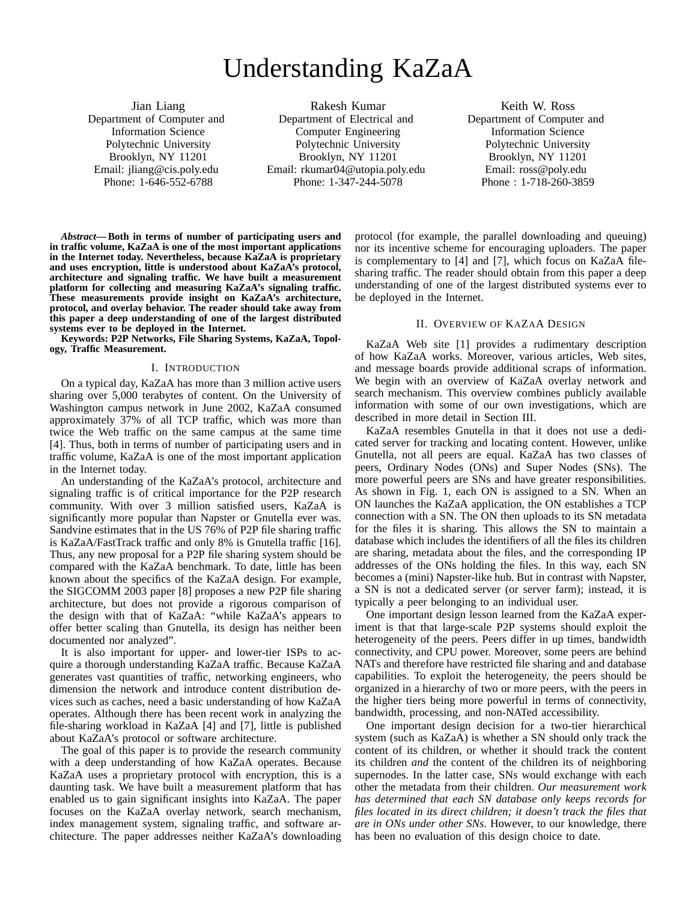# Understanding KaZaA

Jian Liang
Department of Computer and Information Science
Polytechnic University
Brooklyn, NY 11201
Email: jliang@cis.poly.edu
Phone: 1-646-552-6788

Rakesh Kumar
Department of Electrical and Computer Engineering
Polytechnic University
Brooklyn, NY 11201
Email: rkumar04@utopia.poly.edu
Phone: 1-347-244-5078

Keith W. Ross
Department of Computer and Information Science
Polytechnic University
Brooklyn, NY 11201
Email: ross@poly.edu
Phone : 1-718-260-3859

***Abstract*— Both in terms of number of participating users and in traffic volume, KaZaA is one of the most important applications in the Internet today. Nevertheless, because KaZaA is proprietary and uses encryption, little is understood about KaZaA's protocol, architecture and signaling traffic. We have built a measurement platform for collecting and measuring KaZaA's signaling traffic. These measurements provide insight on KaZaA's architecture, protocol, and overlay behavior. The reader should take away from this paper a deep understanding of one of the largest distributed systems ever to be deployed in the Internet.**

**Keywords: P2P Networks, File Sharing Systems, KaZaA, Topology, Traffic Measurement.**

## I. Introduction

On a typical day, KaZaA has more than 3 million active users sharing over 5,000 terabytes of content. On the University of Washington campus network in June 2002, KaZaA consumed approximately 37% of all TCP traffic, which was more than twice the Web traffic on the same campus at the same time [4]. Thus, both in terms of number of participating users and in traffic volume, KaZaA is one of the most important application in the Internet today.

An understanding of the KaZaA's protocol, architecture and signaling traffic is of critical importance for the P2P research community. With over 3 million satisfied users, KaZaA is significantly more popular than Napster or Gnutella ever was. Sandvine estimates that in the US 76% of P2P file sharing traffic is KaZaA/FastTrack traffic and only 8% is Gnutella traffic [16]. Thus, any new proposal for a P2P file sharing system should be compared with the KaZaA benchmark. To date, little has been known about the specifics of the KaZaA design. For example, the SIGCOMM 2003 paper [8] proposes a new P2P file sharing architecture, but does not provide a rigorous comparison of the design with that of KaZaA: "while KaZaA's appears to offer better scaling than Gnutella, its design has neither been documented nor analyzed".

It is also important for upper- and lower-tier ISPs to acquire a thorough understanding KaZaA traffic. Because KaZaA generates vast quantities of traffic, networking engineers, who dimension the network and introduce content distribution devices such as caches, need a basic understanding of how KaZaA operates. Although there has been recent work in analyzing the file-sharing workload in KaZaA [4] and [7], little is published about KaZaA's protocol or software architecture.

The goal of this paper is to provide the research community with a deep understanding of how KaZaA operates. Because KaZaA uses a proprietary protocol with encryption, this is a daunting task. We have built a measurement platform that has enabled us to gain significant insights into KaZaA. The paper focuses on the KaZaA overlay network, search mechanism, index management system, signaling traffic, and software architecture. The paper addresses neither KaZaA's downloading protocol (for example, the parallel downloading and queuing) nor its incentive scheme for encouraging uploaders. The paper is complementary to [4] and [7], which focus on KaZaA file-sharing traffic. The reader should obtain from this paper a deep understanding of one of the largest distributed systems ever to be deployed in the Internet.

## II. Overview of KaZaA Design

KaZaA Web site [1] provides a rudimentary description of how KaZaA works. Moreover, various articles, Web sites, and message boards provide additional scraps of information. We begin with an overview of KaZaA overlay network and search mechanism. This overview combines publicly available information with some of our own investigations, which are described in more detail in Section III.

KaZaA resembles Gnutella in that it does not use a dedicated server for tracking and locating content. However, unlike Gnutella, not all peers are equal. KaZaA has two classes of peers, Ordinary Nodes (ONs) and Super Nodes (SNs). The more powerful peers are SNs and have greater responsibilities. As shown in Fig. 1, each ON is assigned to a SN. When an ON launches the KaZaA application, the ON establishes a TCP connection with a SN. The ON then uploads to its SN metadata for the files it is sharing. This allows the SN to maintain a database which includes the identifiers of all the files its children are sharing, metadata about the files, and the corresponding IP addresses of the ONs holding the files. In this way, each SN becomes a (mini) Napster-like hub. But in contrast with Napster, a SN is not a dedicated server (or server farm); instead, it is typically a peer belonging to an individual user.

One important design lesson learned from the KaZaA experiment is that that large-scale P2P systems should exploit the heterogeneity of the peers. Peers differ in up times, bandwidth connectivity, and CPU power. Moreover, some peers are behind NATs and therefore have restricted file sharing and and database capabilities. To exploit the heterogeneity, the peers should be organized in a hierarchy of two or more peers, with the peers in the higher tiers being more powerful in terms of connectivity, bandwidth, processing, and non-NATed accessibility.

One important design decision for a two-tier hierarchical system (such as KaZaA) is whether a SN should only track the content of its children, or whether it should track the content its children *and* the content of the children its of neighboring supernodes. In the latter case, SNs would exchange with each other the metadata from their children. *Our measurement work has determined that each SN database only keeps records for files located in its direct children; it doesn't track the files that are in ONs under other SNs.* However, to our knowledge, there has been no evaluation of this design choice to date.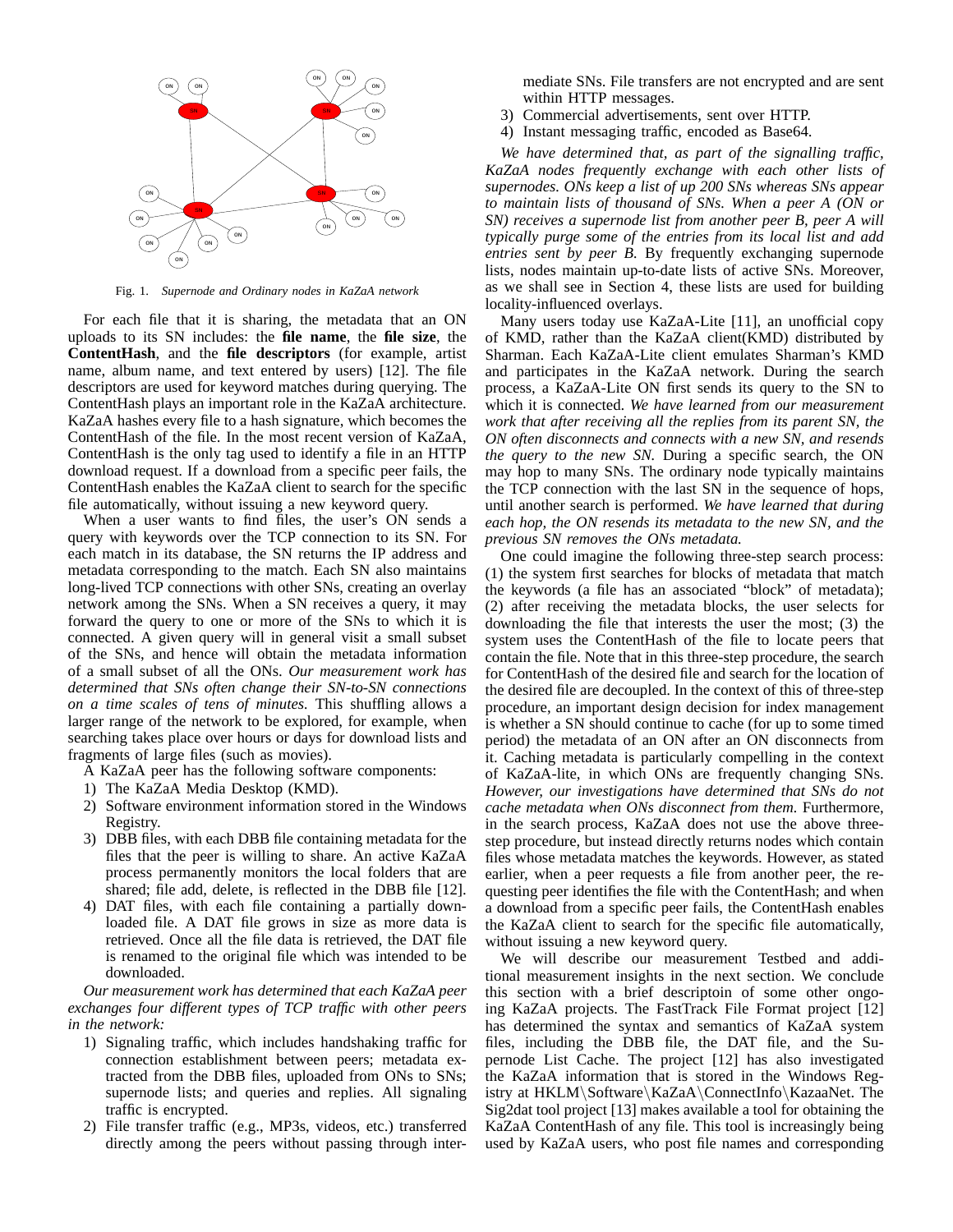Fig. 1. *Supernode and Ordinary nodes in KaZaA network*

For each file that it is sharing, the metadata that an ON uploads to its SN includes: the **file name**, the **file size**, the **ContentHash**, and the **file descriptors** (for example, artist name, album name, and text entered by users) [12]. The file descriptors are used for keyword matches during querying. The ContentHash plays an important role in the KaZaA architecture. KaZaA hashes every file to a hash signature, which becomes the ContentHash of the file. In the most recent version of KaZaA, ContentHash is the only tag used to identify a file in an HTTP download request. If a download from a specific peer fails, the ContentHash enables the KaZaA client to search for the specific file automatically, without issuing a new keyword query.

When a user wants to find files, the user's ON sends a query with keywords over the TCP connection to its SN. For each match in its database, the SN returns the IP address and metadata corresponding to the match. Each SN also maintains long-lived TCP connections with other SNs, creating an overlay network among the SNs. When a SN receives a query, it may forward the query to one or more of the SNs to which it is connected. A given query will in general visit a small subset of the SNs, and hence will obtain the metadata information of a small subset of all the ONs. *Our measurement work has determined that SNs often change their SN-to-SN connections on a time scales of tens of minutes.* This shuffling allows a larger range of the network to be explored, for example, when searching takes place over hours or days for download lists and fragments of large files (such as movies).

A KaZaA peer has the following software components:

1) The KaZaA Media Desktop (KMD).
2) Software environment information stored in the Windows Registry.
3) DBB files, with each DBB file containing metadata for the files that the peer is willing to share. An active KaZaA process permanently monitors the local folders that are shared; file add, delete, is reflected in the DBB file [12].
4) DAT files, with each file containing a partially downloaded file. A DAT file grows in size as more data is retrieved. Once all the file data is retrieved, the DAT file is renamed to the original file which was intended to be downloaded.

*Our measurement work has determined that each KaZaA peer exchanges four different types of TCP traffic with other peers in the network:*

1) Signaling traffic, which includes handshaking traffic for connection establishment between peers; metadata extracted from the DBB files, uploaded from ONs to SNs; supernode lists; and queries and replies. All signaling traffic is encrypted.
2) File transfer traffic (e.g., MP3s, videos, etc.) transferred directly among the peers without passing through intermediate SNs. File transfers are not encrypted and are sent within HTTP messages.
3) Commercial advertisements, sent over HTTP.
4) Instant messaging traffic, encoded as Base64.

*We have determined that, as part of the signalling traffic, KaZaA nodes frequently exchange with each other lists of supernodes. ONs keep a list of up 200 SNs whereas SNs appear to maintain lists of thousand of SNs. When a peer A (ON or SN) receives a supernode list from another peer B, peer A will typically purge some of the entries from its local list and add entries sent by peer B.* By frequently exchanging supernode lists, nodes maintain up-to-date lists of active SNs. Moreover, as we shall see in Section 4, these lists are used for building locality-influenced overlays.

Many users today use KaZaA-Lite [11], an unofficial copy of KMD, rather than the KaZaA client(KMD) distributed by Sharman. Each KaZaA-Lite client emulates Sharman's KMD and participates in the KaZaA network. During the search process, a KaZaA-Lite ON first sends its query to the SN to which it is connected. *We have learned from our measurement work that after receiving all the replies from its parent SN, the ON often disconnects and connects with a new SN, and resends the query to the new SN.* During a specific search, the ON may hop to many SNs. The ordinary node typically maintains the TCP connection with the last SN in the sequence of hops, until another search is performed. *We have learned that during each hop, the ON resends its metadata to the new SN, and the previous SN removes the ONs metadata.*

One could imagine the following three-step search process: (1) the system first searches for blocks of metadata that match the keywords (a file has an associated "block" of metadata); (2) after receiving the metadata blocks, the user selects for downloading the file that interests the user the most; (3) the system uses the ContentHash of the file to locate peers that contain the file. Note that in this three-step procedure, the search for ContentHash of the desired file and search for the location of the desired file are decoupled. In the context of this of three-step procedure, an important design decision for index management is whether a SN should continue to cache (for up to some timed period) the metadata of an ON after an ON disconnects from it. Caching metadata is particularly compelling in the context of KaZaA-lite, in which ONs are frequently changing SNs. *However, our investigations have determined that SNs do not cache metadata when ONs disconnect from them.* Furthermore, in the search process, KaZaA does not use the above three-step procedure, but instead directly returns nodes which contain files whose metadata matches the keywords. However, as stated earlier, when a peer requests a file from another peer, the requesting peer identifies the file with the ContentHash; and when a download from a specific peer fails, the ContentHash enables the KaZaA client to search for the specific file automatically, without issuing a new keyword query.

We will describe our measurement Testbed and additional measurement insights in the next section. We conclude this section with a brief descriptoin of some other ongoing KaZaA projects. The FastTrack File Format project [12] has determined the syntax and semantics of KaZaA system files, including the DBB file, the DAT file, and the Supernode List Cache. The project [12] has also investigated the KaZaA information that is stored in the Windows Registry at HKLM\Software\KaZaA\ConnectInfo\KazaaNet. The Sig2dat tool project [13] makes available a tool for obtaining the KaZaA ContentHash of any file. This tool is increasingly being used by KaZaA users, who post file names and corresponding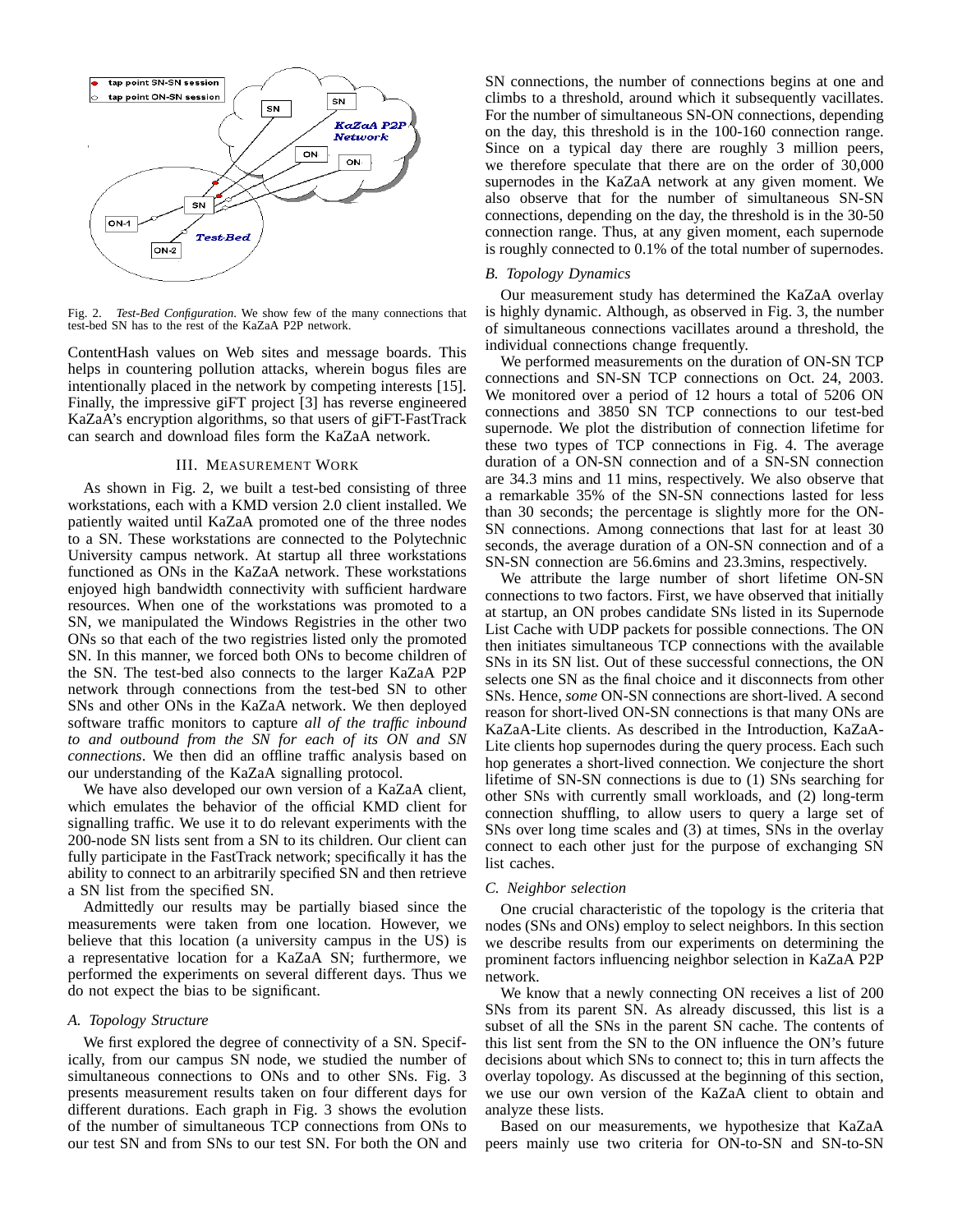Fig. 2. *Test-Bed Configuration*. We show few of the many connections that test-bed SN has to the rest of the KaZaA P2P network.

ContentHash values on Web sites and message boards. This helps in countering pollution attacks, wherein bogus files are intentionally placed in the network by competing interests [15]. Finally, the impressive giFT project [3] has reverse engineered KaZaA's encryption algorithms, so that users of giFT-FastTrack can search and download files form the KaZaA network.

## III. Measurement Work

As shown in Fig. 2, we built a test-bed consisting of three workstations, each with a KMD version 2.0 client installed. We patiently waited until KaZaA promoted one of the three nodes to a SN. These workstations are connected to the Polytechnic University campus network. At startup all three workstations functioned as ONs in the KaZaA network. These workstations enjoyed high bandwidth connectivity with sufficient hardware resources. When one of the workstations was promoted to a SN, we manipulated the Windows Registries in the other two ONs so that each of the two registries listed only the promoted SN. In this manner, we forced both ONs to become children of the SN. The test-bed also connects to the larger KaZaA P2P network through connections from the test-bed SN to other SNs and other ONs in the KaZaA network. We then deployed software traffic monitors to capture *all of the traffic inbound to and outbound from the SN for each of its ON and SN connections*. We then did an offline traffic analysis based on our understanding of the KaZaA signalling protocol.

We have also developed our own version of a KaZaA client, which emulates the behavior of the official KMD client for signalling traffic. We use it to do relevant experiments with the 200-node SN lists sent from a SN to its children. Our client can fully participate in the FastTrack network; specifically it has the ability to connect to an arbitrarily specified SN and then retrieve a SN list from the specified SN.

Admittedly our results may be partially biased since the measurements were taken from one location. However, we believe that this location (a university campus in the US) is a representative location for a KaZaA SN; furthermore, we performed the experiments on several different days. Thus we do not expect the bias to be significant.

### A. Topology Structure

We first explored the degree of connectivity of a SN. Specifically, from our campus SN node, we studied the number of simultaneous connections to ONs and to other SNs. Fig. 3 presents measurement results taken on four different days for different durations. Each graph in Fig. 3 shows the evolution of the number of simultaneous TCP connections from ONs to our test SN and from SNs to our test SN. For both the ON and SN connections, the number of connections begins at one and climbs to a threshold, around which it subsequently vacillates. For the number of simultaneous SN-ON connections, depending on the day, this threshold is in the 100-160 connection range. Since on a typical day there are roughly 3 million peers, we therefore speculate that there are on the order of 30,000 supernodes in the KaZaA network at any given moment. We also observe that for the number of simultaneous SN-SN connections, depending on the day, the threshold is in the 30-50 connection range. Thus, at any given moment, each supernode is roughly connected to 0.1% of the total number of supernodes.

### B. Topology Dynamics

Our measurement study has determined the KaZaA overlay is highly dynamic. Although, as observed in Fig. 3, the number of simultaneous connections vacillates around a threshold, the individual connections change frequently.

We performed measurements on the duration of ON-SN TCP connections and SN-SN TCP connections on Oct. 24, 2003. We monitored over a period of 12 hours a total of 5206 ON connections and 3850 SN TCP connections to our test-bed supernode. We plot the distribution of connection lifetime for these two types of TCP connections in Fig. 4. The average duration of a ON-SN connection and of a SN-SN connection are 34.3 mins and 11 mins, respectively. We also observe that a remarkable 35% of the SN-SN connections lasted for less than 30 seconds; the percentage is slightly more for the ON-SN connections. Among connections that last for at least 30 seconds, the average duration of a ON-SN connection and of a SN-SN connection are 56.6mins and 23.3mins, respectively.

We attribute the large number of short lifetime ON-SN connections to two factors. First, we have observed that initially at startup, an ON probes candidate SNs listed in its Supernode List Cache with UDP packets for possible connections. The ON then initiates simultaneous TCP connections with the available SNs in its SN list. Out of these successful connections, the ON selects one SN as the final choice and it disconnects from other SNs. Hence, *some* ON-SN connections are short-lived. A second reason for short-lived ON-SN connections is that many ONs are KaZaA-Lite clients. As described in the Introduction, KaZaA-Lite clients hop supernodes during the query process. Each such hop generates a short-lived connection. We conjecture the short lifetime of SN-SN connections is due to (1) SNs searching for other SNs with currently small workloads, and (2) long-term connection shuffling, to allow users to query a large set of SNs over long time scales and (3) at times, SNs in the overlay connect to each other just for the purpose of exchanging SN list caches.

### C. Neighbor selection

One crucial characteristic of the topology is the criteria that nodes (SNs and ONs) employ to select neighbors. In this section we describe results from our experiments on determining the prominent factors influencing neighbor selection in KaZaA P2P network.

We know that a newly connecting ON receives a list of 200 SNs from its parent SN. As already discussed, this list is a subset of all the SNs in the parent SN cache. The contents of this list sent from the SN to the ON influence the ON's future decisions about which SNs to connect to; this in turn affects the overlay topology. As discussed at the beginning of this section, we use our own version of the KaZaA client to obtain and analyze these lists.

Based on our measurements, we hypothesize that KaZaA peers mainly use two criteria for ON-to-SN and SN-to-SN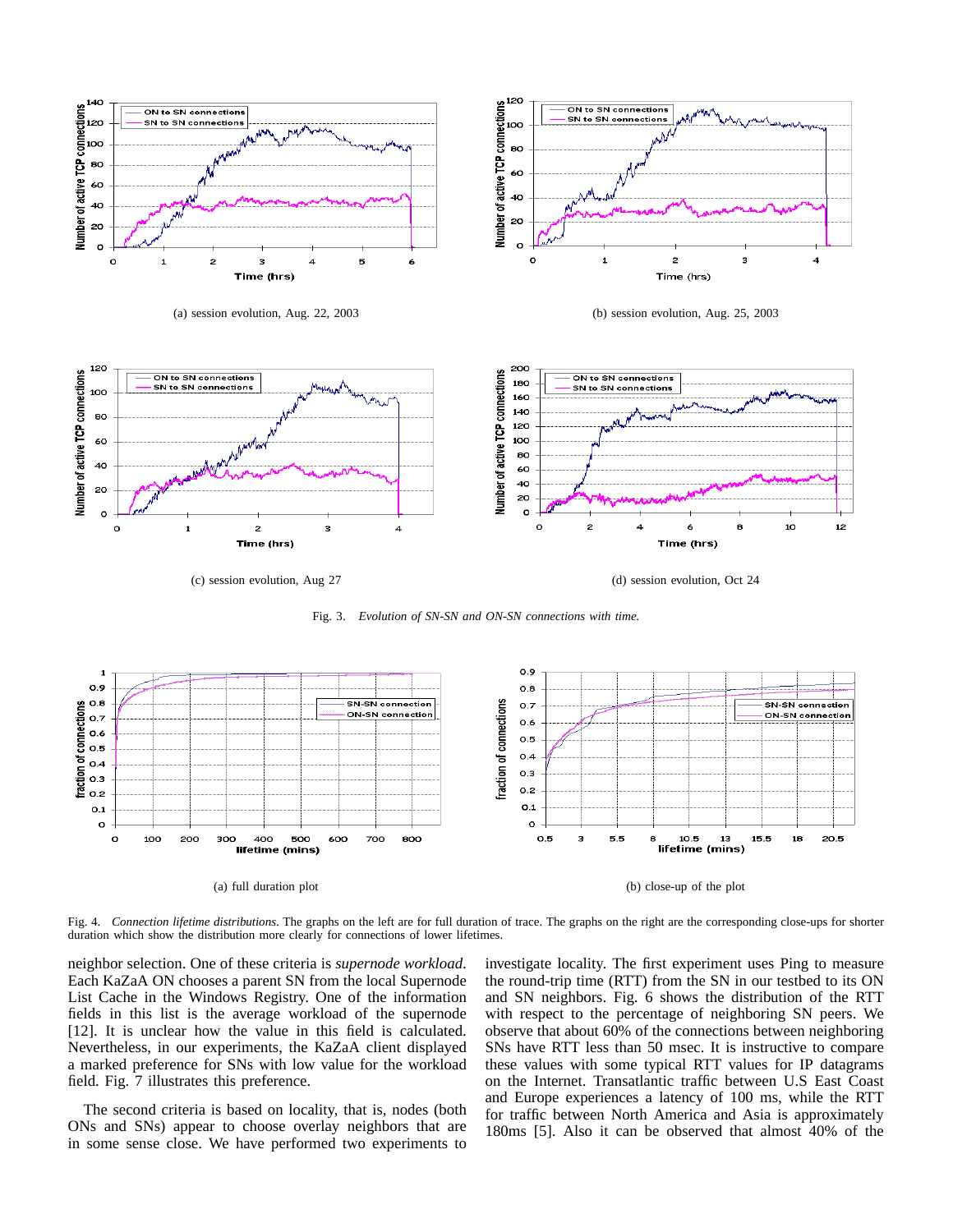(a) session evolution, Aug. 22, 2003

(b) session evolution, Aug. 25, 2003

(c) session evolution, Aug 27

(d) session evolution, Oct 24

Fig. 3. *Evolution of SN-SN and ON-SN connections with time.*

(a) full duration plot

(b) close-up of the plot

Fig. 4. *Connection lifetime distributions.* The graphs on the left are for full duration of trace. The graphs on the right are the corresponding close-ups for shorter duration which show the distribution more clearly for connections of lower lifetimes.

neighbor selection. One of these criteria is *supernode workload*. Each KaZaA ON chooses a parent SN from the local Supernode List Cache in the Windows Registry. One of the information fields in this list is the average workload of the supernode [12]. It is unclear how the value in this field is calculated. Nevertheless, in our experiments, the KaZaA client displayed a marked preference for SNs with low value for the workload field. Fig. 7 illustrates this preference.

The second criteria is based on locality, that is, nodes (both ONs and SNs) appear to choose overlay neighbors that are in some sense close. We have performed two experiments to investigate locality. The first experiment uses Ping to measure the round-trip time (RTT) from the SN in our testbed to its ON and SN neighbors. Fig. 6 shows the distribution of the RTT with respect to the percentage of neighboring SN peers. We observe that about 60% of the connections between neighboring SNs have RTT less than 50 msec. It is instructive to compare these values with some typical RTT values for IP datagrams on the Internet. Transatlantic traffic between U.S East Coast and Europe experiences a latency of 100 ms, while the RTT for traffic between North America and Asia is approximately 180ms [5]. Also it can be observed that almost 40% of the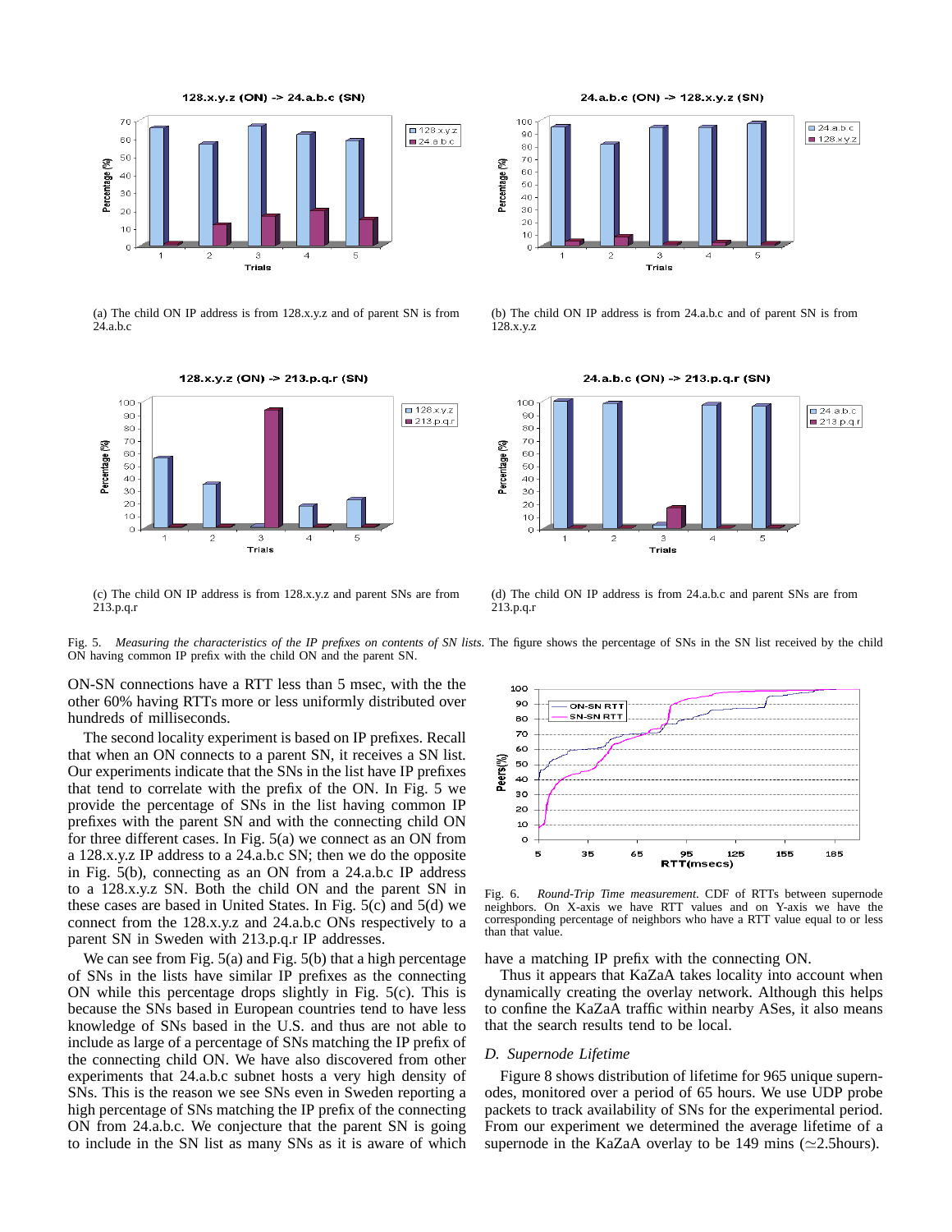(a) The child ON IP address is from 128.x.y.z and of parent SN is from 24.a.b.c

(b) The child ON IP address is from 24.a.b.c and of parent SN is from 128.x.y.z

(c) The child ON IP address is from 128.x.y.z and parent SNs are from 213.p.q.r

(d) The child ON IP address is from 24.a.b.c and parent SNs are from 213.p.q.r

Fig. 5. *Measuring the characteristics of the IP prefixes on contents of SN lists.* The figure shows the percentage of SNs in the SN list received by the child ON having common IP prefix with the child ON and the parent SN.

ON-SN connections have a RTT less than 5 msec, with the the other 60% having RTTs more or less uniformly distributed over hundreds of milliseconds.

The second locality experiment is based on IP prefixes. Recall that when an ON connects to a parent SN, it receives a SN list. Our experiments indicate that the SNs in the list have IP prefixes that tend to correlate with the prefix of the ON. In Fig. 5 we provide the percentage of SNs in the list having common IP prefixes with the parent SN and with the connecting child ON for three different cases. In Fig. 5(a) we connect as an ON from a 128.x.y.z IP address to a 24.a.b.c SN; then we do the opposite in Fig. 5(b), connecting as an ON from a 24.a.b.c IP address to a 128.x.y.z SN. Both the child ON and the parent SN in these cases are based in United States. In Fig. 5(c) and 5(d) we connect from the 128.x.y.z and 24.a.b.c ONs respectively to a parent SN in Sweden with 213.p.q.r IP addresses.

We can see from Fig. 5(a) and Fig. 5(b) that a high percentage of SNs in the lists have similar IP prefixes as the connecting ON while this percentage drops slightly in Fig. 5(c). This is because the SNs based in European countries tend to have less knowledge of SNs based in the U.S. and thus are not able to include as large of a percentage of SNs matching the IP prefix of the connecting child ON. We have also discovered from other experiments that 24.a.b.c subnet hosts a very high density of SNs. This is the reason we see SNs even in Sweden reporting a high percentage of SNs matching the IP prefix of the connecting ON from 24.a.b.c. We conjecture that the parent SN is going to include in the SN list as many SNs as it is aware of which have a matching IP prefix with the connecting ON.

Fig. 6. *Round-Trip Time measurement.* CDF of RTTs between supernode neighbors. On X-axis we have RTT values and on Y-axis we have the corresponding percentage of neighbors who have a RTT value equal to or less than that value.

Thus it appears that KaZaA takes locality into account when dynamically creating the overlay network. Although this helps to confine the KaZaA traffic within nearby ASes, it also means that the search results tend to be local.

### D. Supernode Lifetime

Figure 8 shows distribution of lifetime for 965 unique supernodes, monitored over a period of 65 hours. We use UDP probe packets to track availability of SNs for the experimental period. From our experiment we determined the average lifetime of a supernode in the KaZaA overlay to be 149 mins ($\simeq$2.5hours).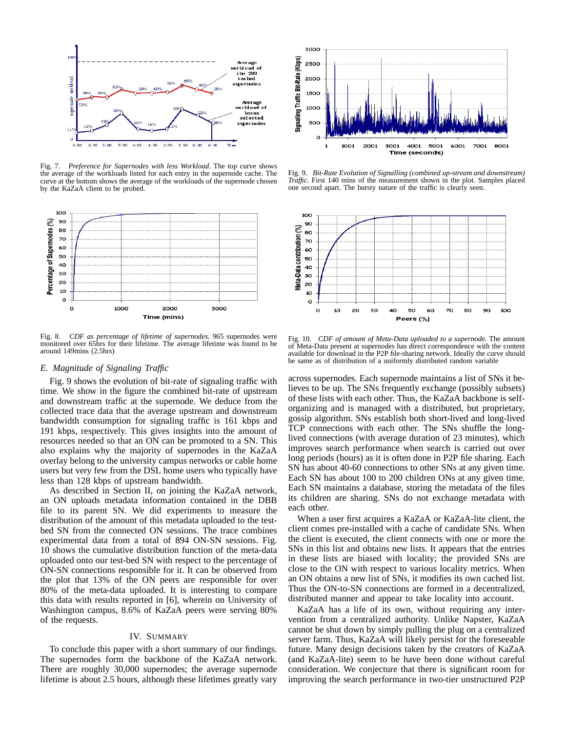Fig. 7. *Preference for Supernodes with less Workload*. The top curve shows the average of the workloads listed for each entry in the supernode cache. The curve at the bottom shows the average of the workloads of the supernode chosen by the KaZaA client to be probed.

Fig. 9. *Bit-Rate Evolution of Signalling (combined up-stream and downstream) Traffic*. First 140 mins of the measurement shown in the plot. Samples placed one second apart. The bursty nature of the traffic is clearly seen.

Fig. 8. *CDF as percentage of lifetime of supernodes.* 965 supernodes were monitored over 65hrs for their lifetime. The average lifetime was found to be around 149mins (2.5hrs)

Fig. 10. *CDF of amount of Meta-Data uploaded to a supernode.* The amount of Meta-Data present at supernodes has direct correspondence with the content available for download in the P2P file-sharing network. Ideally the curve should be same as of distribution of a uniformly distributed random variable

### *E. Magnitude of Signaling Traffic*

Fig. 9 shows the evolution of bit-rate of signaling traffic with time. We show in the figure the combined bit-rate of upstream and downstream traffic at the supernode. We deduce from the collected trace data that the average upstream and downstream bandwidth consumption for signaling traffic is 161 kbps and 191 kbps, respectively. This gives insights into the amount of resources needed so that an ON can be promoted to a SN. This also explains why the majority of supernodes in the KaZaA overlay belong to the university campus networks or cable home users but very few from the DSL home users who typically have less than 128 kbps of upstream bandwidth.

As described in Section II, on joining the KaZaA network, an ON uploads metadata information contained in the DBB file to its parent SN. We did experiments to measure the distribution of this metadata uploaded to the test-bed SN from the connected ON sessions. The trace combines experimental data from a total of 894 ON-SN sessions. Fig. 10 shows the cumulative distribution function of the meta-data uploaded onto our test-bed SN with respect to the percentage of ON-SN connections responsible for it. It can be observed from the plot that 13% of the ON peers are responsible for over 80% of the meta-data uploaded. It is interesting to compare this data with results reported in [6], wherein on University of Washington campus, 8.6% of KaZaA peers were serving 80% of the requests.

## IV. Summary

To conclude this paper with a short summary of our findings. The supernodes form the backbone of the KaZaA network. There are roughly 30,000 supernodes; the average supernode lifetime is about 2.5 hours, although these lifetimes greatly vary across supernodes. Each supernode maintains a list of SNs it believes to be up. The SNs frequently exchange (possibly subsets) of these lists with each other. Thus, the KaZaA backbone is self-organizing and is managed with a distributed, but proprietary, gossip algorithm. SNs establish both short-lived and long-lived TCP connections with each other. The SNs shuffle the long-lived connections (with average duration of 23 minutes), which improves search performance when search is carried out over long periods (hours) as it is often done in P2P file sharing. Each SN has about 40-60 connections to other SNs at any given time. Each SN has about 100 to 200 children ONs at any given time. Each SN maintains a database, storing the metadata of the files its children are sharing. SNs do not exchange metadata with each other.

When a user first acquires a KaZaA or KaZaA-lite client, the client comes pre-installed with a cache of candidate SNs. When the client is executed, the client connects with one or more the SNs in this list and obtains new lists. It appears that the entries in these lists are biased with locality; the provided SNs are close to the ON with respect to various locality metrics. When an ON obtains a new list of SNs, it modifies its own cached list. Thus the ON-to-SN connections are formed in a decentralized, distributed manner and appear to take locality into account.

KaZaA has a life of its own, without requiring any intervention from a centralized authority. Unlike Napster, KaZaA cannot be shut down by simply pulling the plug on a centralized server farm. Thus, KaZaA will likely persist for the foreseeable future. Many design decisions taken by the creators of KaZaA (and KaZaA-lite) seem to be have been done without careful consideration. We conjecture that there is significant room for improving the search performance in two-tier unstructured P2P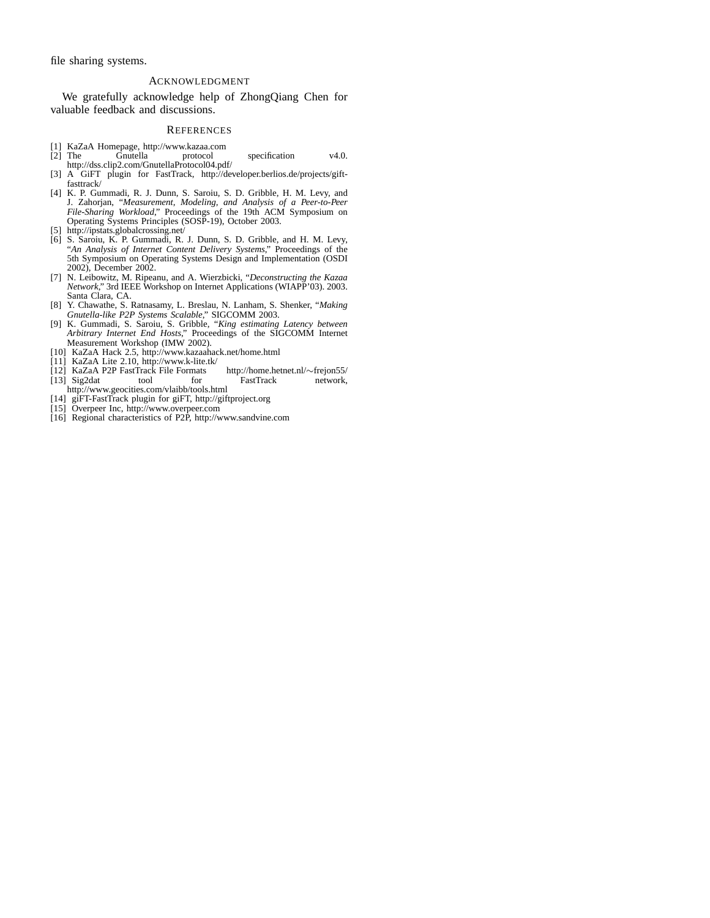file sharing systems.

## Acknowledgment

We gratefully acknowledge help of ZhongQiang Chen for valuable feedback and discussions.

## References

[1] KaZaA Homepage, http://www.kazaa.com

[2] The Gnutella protocol specification v4.0. http://dss.clip2.com/GnutellaProtocol04.pdf/

[3] A GiFT plugin for FastTrack, http://developer.berlios.de/projects/gift-fasttrack/

[4] K. P. Gummadi, R. J. Dunn, S. Saroiu, S. D. Gribble, H. M. Levy, and J. Zahorjan, "*Measurement, Modeling, and Analysis of a Peer-to-Peer File-Sharing Workload*," Proceedings of the 19th ACM Symposium on Operating Systems Principles (SOSP-19), October 2003.

[5] http://ipstats.globalcrossing.net/

[6] S. Saroiu, K. P. Gummadi, R. J. Dunn, S. D. Gribble, and H. M. Levy, "*An Analysis of Internet Content Delivery Systems*," Proceedings of the 5th Symposium on Operating Systems Design and Implementation (OSDI 2002), December 2002.

[7] N. Leibowitz, M. Ripeanu, and A. Wierzbicki, "*Deconstructing the Kazaa Network*," 3rd IEEE Workshop on Internet Applications (WIAPP'03). 2003. Santa Clara, CA.

[8] Y. Chawathe, S. Ratnasamy, L. Breslau, N. Lanham, S. Shenker, "*Making Gnutella-like P2P Systems Scalable*," SIGCOMM 2003.

[9] K. Gummadi, S. Saroiu, S. Gribble, "*King estimating Latency between Arbitrary Internet End Hosts*," Proceedings of the SIGCOMM Internet Measurement Workshop (IMW 2002).

[10] KaZaA Hack 2.5, http://www.kazaahack.net/home.html

[11] KaZaA Lite 2.10, http://www.k-lite.tk/

[12] KaZaA P2P FastTrack File Formats http://home.hetnet.nl/∼frejon55/

[13] Sig2dat tool for FastTrack network, http://www.geocities.com/vlaibb/tools.html

[14] giFT-FastTrack plugin for giFT, http://giftproject.org

[15] Overpeer Inc, http://www.overpeer.com

[16] Regional characteristics of P2P, http://www.sandvine.com